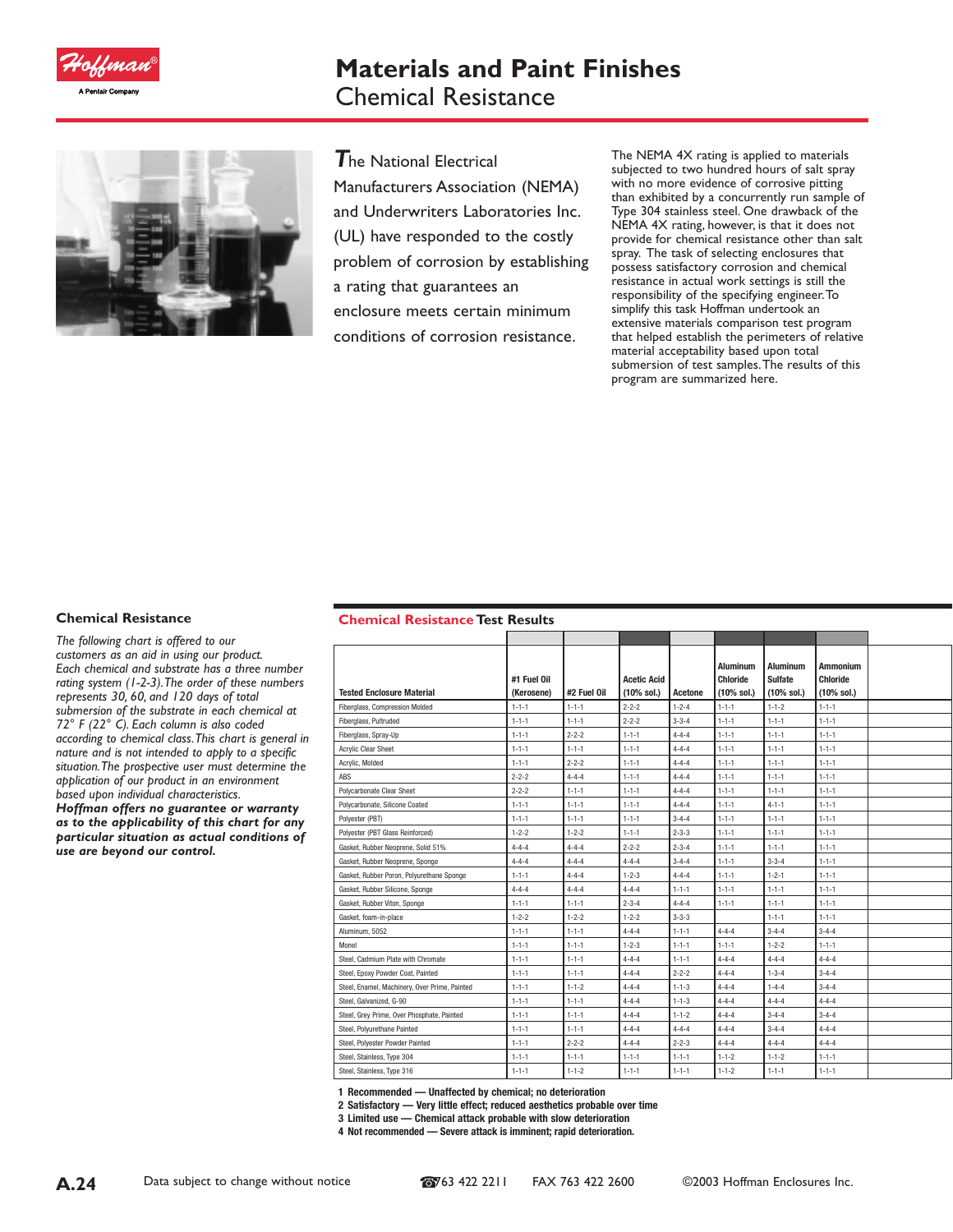// Materials and Paint Finishes

# Materials and Paint Finishes
## Chemical Resistance

*The* National Electrical Manufacturers Association (NEMA) and Underwriters Laboratories Inc. (UL) have responded to the costly problem of corrosion by establishing a rating that guarantees an enclosure meets certain minimum conditions of corrosion resistance.

The NEMA 4X rating is applied to materials subjected to two hundred hours of salt spray with no more evidence of corrosive pitting than exhibited by a concurrently run sample of Type 304 stainless steel. One drawback of the NEMA 4X rating, however, is that it does not provide for chemical resistance other than salt spray. The task of selecting enclosures that possess satisfactory corrosion and chemical resistance in actual work settings is still the responsibility of the specifying engineer. To simplify this task Hoffman undertook an extensive materials comparison test program that helped establish the perimeters of relative material acceptability based upon total submersion of test samples. The results of this program are summarized here.

### Chemical Resistance

*The following chart is offered to our customers as an aid in using our product. Each chemical and substrate has a three number rating system (1-2-3). The order of these numbers represents 30, 60, and 120 days of total submersion of the substrate in each chemical at 72° F (22° C). Each column is also coded according to chemical class. This chart is general in nature and is not intended to apply to a specific situation. The prospective user must determine the application of our product in an environment based upon individual characteristics.*

***Hoffman offers no guarantee or warranty as to the applicability of this chart for any particular situation as actual conditions of use are beyond our control.***

### Chemical Resistance Test Results

| Tested Enclosure Material | #1 Fuel Oil (Kerosene) | #2 Fuel Oil | Acetic Acid (10% sol.) | Acetone | Aluminum Chloride (10% sol.) | Aluminum Sulfate (10% sol.) | Ammonium Chloride (10% sol.) |
|---|---|---|---|---|---|---|---|
| Fiberglass, Compression Molded | 1-1-1 | 1-1-1 | 2-2-2 | 1-2-4 | 1-1-1 | 1-1-2 | 1-1-1 |
| Fiberglass, Pultruded | 1-1-1 | 1-1-1 | 2-2-2 | 3-3-4 | 1-1-1 | 1-1-1 | 1-1-1 |
| Fiberglass, Spray-Up | 1-1-1 | 2-2-2 | 1-1-1 | 4-4-4 | 1-1-1 | 1-1-1 | 1-1-1 |
| Acrylic Clear Sheet | 1-1-1 | 1-1-1 | 1-1-1 | 4-4-4 | 1-1-1 | 1-1-1 | 1-1-1 |
| Acrylic, Molded | 1-1-1 | 2-2-2 | 1-1-1 | 4-4-4 | 1-1-1 | 1-1-1 | 1-1-1 |
| ABS | 2-2-2 | 4-4-4 | 1-1-1 | 4-4-4 | 1-1-1 | 1-1-1 | 1-1-1 |
| Polycarbonate Clear Sheet | 2-2-2 | 1-1-1 | 1-1-1 | 4-4-4 | 1-1-1 | 1-1-1 | 1-1-1 |
| Polycarbonate, Silicone Coated | 1-1-1 | 1-1-1 | 1-1-1 | 4-4-4 | 1-1-1 | 4-1-1 | 1-1-1 |
| Polyester (PBT) | 1-1-1 | 1-1-1 | 1-1-1 | 3-4-4 | 1-1-1 | 1-1-1 | 1-1-1 |
| Polyester (PBT Glass Reinforced) | 1-2-2 | 1-2-2 | 1-1-1 | 2-3-3 | 1-1-1 | 1-1-1 | 1-1-1 |
| Gasket, Rubber Neoprene, Solid 51% | 4-4-4 | 4-4-4 | 2-2-2 | 2-3-4 | 1-1-1 | 1-1-1 | 1-1-1 |
| Gasket, Rubber Neoprene, Sponge | 4-4-4 | 4-4-4 | 4-4-4 | 3-4-4 | 1-1-1 | 3-3-4 | 1-1-1 |
| Gasket, Rubber Poron, Polyurethane Sponge | 1-1-1 | 4-4-4 | 1-2-3 | 4-4-4 | 1-1-1 | 1-2-1 | 1-1-1 |
| Gasket, Rubber Silicone, Sponge | 4-4-4 | 4-4-4 | 4-4-4 | 1-1-1 | 1-1-1 | 1-1-1 | 1-1-1 |
| Gasket, Rubber Viton, Sponge | 1-1-1 | 1-1-1 | 2-3-4 | 4-4-4 | 1-1-1 | 1-1-1 | 1-1-1 |
| Gasket, foam-in-place | 1-2-2 | 1-2-2 | 1-2-2 | 3-3-3 | | 1-1-1 | 1-1-1 |
| Aluminum, 5052 | 1-1-1 | 1-1-1 | 4-4-4 | 1-1-1 | 4-4-4 | 3-4-4 | 3-4-4 |
| Monel | 1-1-1 | 1-1-1 | 1-2-3 | 1-1-1 | 1-1-1 | 1-2-2 | 1-1-1 |
| Steel, Cadmium Plate with Chromate | 1-1-1 | 1-1-1 | 4-4-4 | 1-1-1 | 4-4-4 | 4-4-4 | 4-4-4 |
| Steel, Epoxy Powder Coat, Painted | 1-1-1 | 1-1-1 | 4-4-4 | 2-2-2 | 4-4-4 | 1-3-4 | 3-4-4 |
| Steel, Enamel, Machinery, Over Prime, Painted | 1-1-1 | 1-1-2 | 4-4-4 | 1-1-3 | 4-4-4 | 1-4-4 | 3-4-4 |
| Steel, Galvanized, G-90 | 1-1-1 | 1-1-1 | 4-4-4 | 1-1-3 | 4-4-4 | 4-4-4 | 4-4-4 |
| Steel, Grey Prime, Over Phosphate, Painted | 1-1-1 | 1-1-1 | 4-4-4 | 1-1-2 | 4-4-4 | 3-4-4 | 3-4-4 |
| Steel, Polyurethane Painted | 1-1-1 | 1-1-1 | 4-4-4 | 4-4-4 | 4-4-4 | 3-4-4 | 4-4-4 |
| Steel, Polyester Powder Painted | 1-1-1 | 2-2-2 | 4-4-4 | 2-2-3 | 4-4-4 | 4-4-4 | 4-4-4 |
| Steel, Stainless, Type 304 | 1-1-1 | 1-1-1 | 1-1-1 | 1-1-1 | 1-1-2 | 1-1-2 | 1-1-1 |
| Steel, Stainless, Type 316 | 1-1-1 | 1-1-2 | 1-1-1 | 1-1-1 | 1-1-2 | 1-1-1 | 1-1-1 |

**1 Recommended — Unaffected by chemical; no deterioration**
**2 Satisfactory — Very little effect; reduced aesthetics probable over time**
**3 Limited use — Chemical attack probable with slow deterioration**
**4 Not recommended — Severe attack is imminent; rapid deterioration.**

Data subject to change without notice  763 422 2211  FAX 763 422 2600  ©2003 Hoffman Enclosures Inc.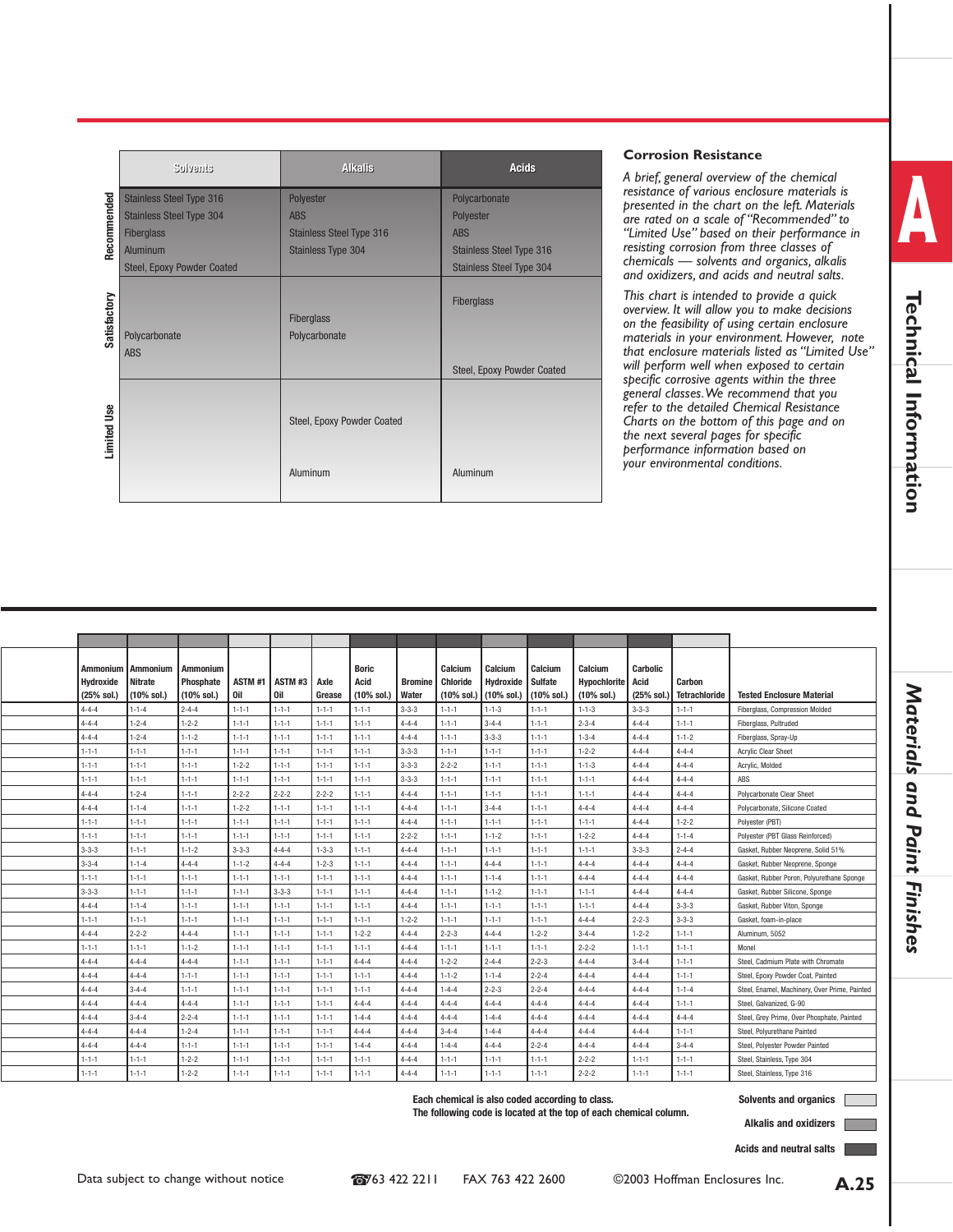| | Solvents | Alkalis | Acids |
|---|---|---|---|
| Recommended | Stainless Steel Type 316<br>Stainless Steel Type 304<br>Fiberglass<br>Aluminum<br>Steel, Epoxy Powder Coated | Polyester<br>ABS<br>Stainless Steel Type 316<br>Stainless Type 304 | Polycarbonate<br>Polyester<br>ABS<br>Stainless Steel Type 316<br>Stainless Steel Type 304 |
| Satisfactory | Polycarbonate<br>ABS | Fiberglass<br>Polycarbonate | Fiberglass<br>Steel, Epoxy Powder Coated |
| Limited Use | | Steel, Epoxy Powder Coated<br>Aluminum | Aluminum |

## Corrosion Resistance

*A brief, general overview of the chemical resistance of various enclosure materials is presented in the chart on the left. Materials are rated on a scale of "Recommended" to "Limited Use" based on their performance in resisting corrosion from three classes of chemicals — solvents and organics, alkalis and oxidizers, and acids and neutral salts.*

*This chart is intended to provide a quick overview. It will allow you to make decisions on the feasibility of using certain enclosure materials in your environment. However, note that enclosure materials listed as "Limited Use" will perform well when exposed to certain specific corrosive agents within the three general classes. We recommend that you refer to the detailed Chemical Resistance Charts on the bottom of this page and on the next several pages for specific performance information based on your environmental conditions.*

| Ammonium Hydroxide (25% sol.) | Ammonium Nitrate (10% sol.) | Ammonium Phosphate (10% sol.) | ASTM #1 Oil | ASTM #3 Oil | Axle Grease | Boric Acid (10% sol.) | Bromine Water | Calcium Chloride (10% sol.) | Calcium Hydroxide (10% sol.) | Calcium Sulfate (10% sol.) | Calcium Hypochlorite (10% sol.) | Carbolic Acid (25% sol.) | Carbon Tetrachloride | Tested Enclosure Material |
|---|---|---|---|---|---|---|---|---|---|---|---|---|---|---|
| 4-4-4 | 1-1-4 | 2-4-4 | 1-1-1 | 1-1-1 | 1-1-1 | 1-1-1 | 3-3-3 | 1-1-1 | 1-1-3 | 1-1-1 | 1-1-3 | 3-3-3 | 1-1-1 | Fiberglass, Compression Molded |
| 4-4-4 | 1-2-4 | 1-2-2 | 1-1-1 | 1-1-1 | 1-1-1 | 1-1-1 | 4-4-4 | 1-1-1 | 3-4-4 | 1-1-1 | 2-3-4 | 4-4-4 | 1-1-1 | Fiberglass, Pultruded |
| 4-4-4 | 1-2-4 | 1-1-2 | 1-1-1 | 1-1-1 | 1-1-1 | 1-1-1 | 4-4-4 | 1-1-1 | 3-3-3 | 1-1-1 | 1-3-4 | 4-4-4 | 1-1-2 | Fiberglass, Spray-Up |
| 1-1-1 | 1-1-1 | 1-1-1 | 1-1-1 | 1-1-1 | 1-1-1 | 1-1-1 | 3-3-3 | 1-1-1 | 1-1-1 | 1-1-1 | 1-2-2 | 4-4-4 | 4-4-4 | Acrylic Clear Sheet |
| 1-1-1 | 1-1-1 | 1-1-1 | 1-2-2 | 1-1-1 | 1-1-1 | 1-1-1 | 3-3-3 | 2-2-2 | 1-1-1 | 1-1-1 | 1-1-3 | 4-4-4 | 4-4-4 | Acrylic, Molded |
| 1-1-1 | 1-1-1 | 1-1-1 | 1-1-1 | 1-1-1 | 1-1-1 | 1-1-1 | 3-3-3 | 1-1-1 | 1-1-1 | 1-1-1 | 1-1-1 | 4-4-4 | 4-4-4 | ABS |
| 4-4-4 | 1-2-4 | 1-1-1 | 2-2-2 | 2-2-2 | 2-2-2 | 1-1-1 | 4-4-4 | 1-1-1 | 1-1-1 | 1-1-1 | 1-1-1 | 4-4-4 | 4-4-4 | Polycarbonate Clear Sheet |
| 4-4-4 | 1-1-4 | 1-1-1 | 1-2-2 | 1-1-1 | 1-1-1 | 1-1-1 | 4-4-4 | 1-1-1 | 3-4-4 | 1-1-1 | 4-4-4 | 4-4-4 | 4-4-4 | Polycarbonate, Silicone Coated |
| 1-1-1 | 1-1-1 | 1-1-1 | 1-1-1 | 1-1-1 | 1-1-1 | 1-1-1 | 4-4-4 | 1-1-1 | 1-1-1 | 1-1-1 | 1-1-1 | 4-4-4 | 1-2-2 | Polyester (PBT) |
| 1-1-1 | 1-1-1 | 1-1-1 | 1-1-1 | 1-1-1 | 1-1-1 | 1-1-1 | 2-2-2 | 1-1-1 | 1-1-2 | 1-1-1 | 1-2-2 | 4-4-4 | 1-1-4 | Polyester (PBT Glass Reinforced) |
| 3-3-3 | 1-1-1 | 1-1-2 | 3-3-3 | 4-4-4 | 1-3-3 | 1-1-1 | 4-4-4 | 1-1-1 | 1-1-1 | 1-1-1 | 1-1-1 | 3-3-3 | 2-4-4 | Gasket, Rubber Neoprene, Solid 51% |
| 3-3-4 | 1-1-4 | 4-4-4 | 1-1-2 | 4-4-4 | 1-2-3 | 1-1-1 | 4-4-4 | 1-1-1 | 4-4-4 | 1-1-1 | 4-4-4 | 4-4-4 | 4-4-4 | Gasket, Rubber Neoprene, Sponge |
| 1-1-1 | 1-1-1 | 1-1-1 | 1-1-1 | 1-1-1 | 1-1-1 | 1-1-1 | 4-4-4 | 1-1-1 | 1-1-4 | 1-1-1 | 4-4-4 | 4-4-4 | 4-4-4 | Gasket, Rubber Poron, Polyurethane Sponge |
| 3-3-3 | 1-1-1 | 1-1-1 | 1-1-1 | 3-3-3 | 1-1-1 | 1-1-1 | 4-4-4 | 1-1-1 | 1-1-2 | 1-1-1 | 1-1-1 | 4-4-4 | 4-4-4 | Gasket, Rubber Silicone, Sponge |
| 4-4-4 | 1-1-4 | 1-1-1 | 1-1-1 | 1-1-1 | 1-1-1 | 1-1-1 | 4-4-4 | 1-1-1 | 1-1-1 | 1-1-1 | 1-1-1 | 4-4-4 | 3-3-3 | Gasket, Rubber Viton, Sponge |
| 1-1-1 | 1-1-1 | 1-1-1 | 1-1-1 | 1-1-1 | 1-1-1 | 1-1-1 | 1-2-2 | 1-1-1 | 1-1-1 | 1-1-1 | 4-4-4 | 2-2-3 | 3-3-3 | Gasket, foam-in-place |
| 4-4-4 | 2-2-2 | 4-4-4 | 1-1-1 | 1-1-1 | 1-1-1 | 1-2-2 | 4-4-4 | 2-2-3 | 4-4-4 | 1-2-2 | 3-4-4 | 1-2-2 | 1-1-1 | Aluminum, 5052 |
| 1-1-1 | 1-1-1 | 1-1-2 | 1-1-1 | 1-1-1 | 1-1-1 | 1-1-1 | 4-4-4 | 1-1-1 | 1-1-1 | 1-1-1 | 2-2-2 | 1-1-1 | 1-1-1 | Monel |
| 4-4-4 | 4-4-4 | 4-4-4 | 1-1-1 | 1-1-1 | 1-1-1 | 4-4-4 | 4-4-4 | 1-2-2 | 2-4-4 | 2-2-3 | 4-4-4 | 3-4-4 | 1-1-1 | Steel, Cadmium Plate with Chromate |
| 4-4-4 | 4-4-4 | 1-1-1 | 1-1-1 | 1-1-1 | 1-1-1 | 1-1-1 | 4-4-4 | 1-1-2 | 1-1-4 | 2-2-4 | 4-4-4 | 4-4-4 | 1-1-1 | Steel, Epoxy Powder Coat, Painted |
| 4-4-4 | 3-4-4 | 1-1-1 | 1-1-1 | 1-1-1 | 1-1-1 | 1-1-1 | 4-4-4 | 1-4-4 | 2-2-3 | 2-2-4 | 4-4-4 | 4-4-4 | 1-1-4 | Steel, Enamel, Machinery, Over Prime, Painted |
| 4-4-4 | 4-4-4 | 4-4-4 | 1-1-1 | 1-1-1 | 1-1-1 | 4-4-4 | 4-4-4 | 4-4-4 | 4-4-4 | 4-4-4 | 4-4-4 | 4-4-4 | 1-1-1 | Steel, Galvanized, G-90 |
| 4-4-4 | 3-4-4 | 2-2-4 | 1-1-1 | 1-1-1 | 1-1-1 | 1-4-4 | 4-4-4 | 4-4-4 | 1-4-4 | 4-4-4 | 4-4-4 | 4-4-4 | 4-4-4 | Steel, Grey Prime, Over Phosphate, Painted |
| 4-4-4 | 4-4-4 | 1-2-4 | 1-1-1 | 1-1-1 | 1-1-1 | 4-4-4 | 4-4-4 | 3-4-4 | 1-4-4 | 4-4-4 | 4-4-4 | 4-4-4 | 1-1-1 | Steel, Polyurethane Painted |
| 4-4-4 | 4-4-4 | 1-1-1 | 1-1-1 | 1-1-1 | 1-1-1 | 1-4-4 | 4-4-4 | 1-4-4 | 4-4-4 | 2-2-4 | 4-4-4 | 4-4-4 | 3-4-4 | Steel, Polyester Powder Painted |
| 1-1-1 | 1-1-1 | 1-2-2 | 1-1-1 | 1-1-1 | 1-1-1 | 1-1-1 | 4-4-4 | 1-1-1 | 1-1-1 | 1-1-1 | 2-2-2 | 1-1-1 | 1-1-1 | Steel, Stainless, Type 304 |
| 1-1-1 | 1-1-1 | 1-2-2 | 1-1-1 | 1-1-1 | 1-1-1 | 1-1-1 | 4-4-4 | 1-1-1 | 1-1-1 | 1-1-1 | 2-2-2 | 1-1-1 | 1-1-1 | Steel, Stainless, Type 316 |

**Each chemical is also coded according to class.**
**The following code is located at the top of each chemical column.**

- **Solvents and organics** (light gray)
- **Alkalis and oxidizers** (medium gray)
- **Acids and neutral salts** (dark gray)

Data subject to change without notice ☎763 422 2211 FAX 763 422 2600 ©2003 Hoffman Enclosures Inc.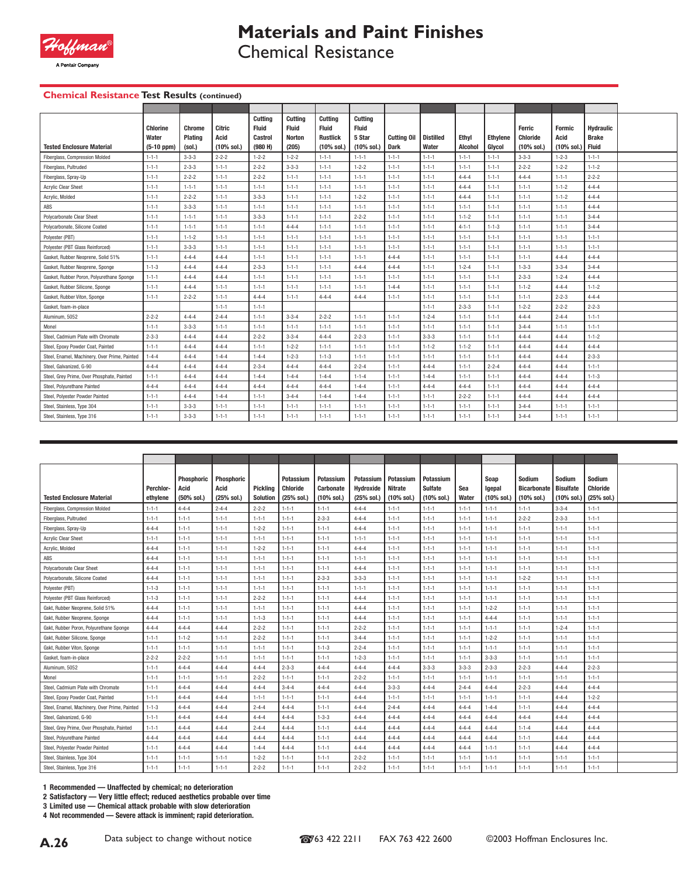# Materials and Paint Finishes

## Chemical Resistance

### Chemical Resistance Test Results (continued)

| Tested Enclosure Material | Chlorine Water (5-10 ppm) | Chrome Plating (sol.) | Citric Acid (10% sol.) | Cutting Fluid Castrol (980 H) | Cutting Fluid Norton (205) | Cutting Fluid Rustlick (10% sol.) | Cutting Fluid 5 Star (10% sol.) | Cutting Oil Dark | Distilled Water | Ethyl Alcohol | Ethylene Glycol | Ferric Chloride (10% sol.) | Formic Acid (10% sol.) | Hydraulic Brake Fluid |
|---|---|---|---|---|---|---|---|---|---|---|---|---|---|---|
| Fiberglass, Compression Molded | 1-1-1 | 3-3-3 | 2-2-2 | 1-2-2 | 1-2-2 | 1-1-1 | 1-1-1 | 1-1-1 | 1-1-1 | 1-1-1 | 1-1-1 | 3-3-3 | 1-2-3 | 1-1-1 |
| Fiberglass, Pultruded | 1-1-1 | 2-3-3 | 1-1-1 | 2-2-2 | 3-3-3 | 1-1-1 | 1-2-2 | 1-1-1 | 1-1-1 | 1-1-1 | 1-1-1 | 2-2-2 | 1-2-2 | 1-1-2 |
| Fiberglass, Spray-Up | 1-1-1 | 2-2-2 | 1-1-1 | 2-2-2 | 1-1-1 | 1-1-1 | 1-1-1 | 1-1-1 | 1-1-1 | 4-4-4 | 1-1-1 | 4-4-4 | 1-1-1 | 2-2-2 |
| Acrylic Clear Sheet | 1-1-1 | 1-1-1 | 1-1-1 | 1-1-1 | 1-1-1 | 1-1-1 | 1-1-1 | 1-1-1 | 1-1-1 | 4-4-4 | 1-1-1 | 1-1-1 | 1-1-2 | 4-4-4 |
| Acrylic, Molded | 1-1-1 | 2-2-2 | 1-1-1 | 3-3-3 | 1-1-1 | 1-1-1 | 1-2-2 | 1-1-1 | 1-1-1 | 4-4-4 | 1-1-1 | 1-1-1 | 1-1-2 | 4-4-4 |
| ABS | 1-1-1 | 3-3-3 | 1-1-1 | 1-1-1 | 1-1-1 | 1-1-1 | 1-1-1 | 1-1-1 | 1-1-1 | 1-1-1 | 1-1-1 | 1-1-1 | 1-1-1 | 4-4-4 |
| Polycarbonate Clear Sheet | 1-1-1 | 1-1-1 | 1-1-1 | 3-3-3 | 1-1-1 | 1-1-1 | 2-2-2 | 1-1-1 | 1-1-1 | 1-1-2 | 1-1-1 | 1-1-1 | 1-1-1 | 3-4-4 |
| Polycarbonate, Silicone Coated | 1-1-1 | 1-1-1 | 1-1-1 | 1-1-1 | 4-4-4 | 1-1-1 | 1-1-1 | 1-1-1 | 1-1-1 | 4-1-1 | 1-1-3 | 1-1-1 | 1-1-1 | 3-4-4 |
| Polyester (PBT) | 1-1-1 | 1-1-2 | 1-1-1 | 1-1-1 | 1-1-1 | 1-1-1 | 1-1-1 | 1-1-1 | 1-1-1 | 1-1-1 | 1-1-1 | 1-1-1 | 1-1-1 | 1-1-1 |
| Polyester (PBT Glass Reinforced) | 1-1-1 | 3-3-3 | 1-1-1 | 1-1-1 | 1-1-1 | 1-1-1 | 1-1-1 | 1-1-1 | 1-1-1 | 1-1-1 | 1-1-1 | 1-1-1 | 1-1-1 | 1-1-1 |
| Gasket, Rubber Neoprene, Solid 51% | 1-1-1 | 4-4-4 | 4-4-4 | 1-1-1 | 1-1-1 | 1-1-1 | 1-1-1 | 4-4-4 | 1-1-1 | 1-1-1 | 1-1-1 | 1-1-1 | 4-4-4 | 4-4-4 |
| Gasket, Rubber Neoprene, Sponge | 1-1-3 | 4-4-4 | 4-4-4 | 2-3-3 | 1-1-1 | 1-1-1 | 4-4-4 | 4-4-4 | 1-1-1 | 1-2-4 | 1-1-1 | 1-3-3 | 3-3-4 | 3-4-4 |
| Gasket, Rubber Poron, Polyurethane Sponge | 1-1-1 | 4-4-4 | 4-4-4 | 1-1-1 | 1-1-1 | 1-1-1 | 1-1-1 | 1-1-1 | 1-1-1 | 1-1-1 | 1-1-1 | 2-3-3 | 1-2-4 | 4-4-4 |
| Gasket, Rubber Silicone, Sponge | 1-1-1 | 4-4-4 | 1-1-1 | 1-1-1 | 1-1-1 | 1-1-1 | 1-1-1 | 1-4-4 | 1-1-1 | 1-1-1 | 1-1-1 | 1-1-2 | 4-4-4 | 1-1-2 |
| Gasket, Rubber Viton, Sponge | 1-1-1 | 2-2-2 | 1-1-1 | 4-4-4 | 1-1-1 | 4-4-4 | 4-4-4 | 1-1-1 | 1-1-1 | 1-1-1 | 1-1-1 | 1-1-1 | 2-2-3 | 4-4-4 |
| Gasket, foam-in-place | | | 1-1-1 | 1-1-1 | | | | | 1-1-1 | 2-3-3 | 1-1-1 | 1-2-2 | 2-2-2 | 2-2-3 |
| Aluminum, 5052 | 2-2-2 | 4-4-4 | 2-4-4 | 1-1-1 | 3-3-4 | 2-2-2 | 1-1-1 | 1-1-1 | 1-2-4 | 1-1-1 | 1-1-1 | 4-4-4 | 2-4-4 | 1-1-1 |
| Monel | 1-1-1 | 3-3-3 | 1-1-1 | 1-1-1 | 1-1-1 | 1-1-1 | 1-1-1 | 1-1-1 | 1-1-1 | 1-1-1 | 1-1-1 | 3-4-4 | 1-1-1 | 1-1-1 |
| Steel, Cadmium Plate with Chromate | 2-3-3 | 4-4-4 | 4-4-4 | 2-2-2 | 3-3-4 | 4-4-4 | 2-2-3 | 1-1-1 | 3-3-3 | 1-1-1 | 1-1-1 | 4-4-4 | 4-4-4 | 1-1-2 |
| Steel, Epoxy Powder Coat, Painted | 1-1-1 | 4-4-4 | 4-4-4 | 1-1-1 | 1-2-2 | 1-1-1 | 1-1-1 | 1-1-1 | 1-1-2 | 1-1-2 | 1-1-1 | 4-4-4 | 4-4-4 | 4-4-4 |
| Steel, Enamel, Machinery, Over Prime, Painted | 1-4-4 | 4-4-4 | 1-4-4 | 1-4-4 | 1-2-3 | 1-1-3 | 1-1-1 | 1-1-1 | 1-1-1 | 1-1-1 | 1-1-1 | 4-4-4 | 4-4-4 | 2-3-3 |
| Steel, Galvanized, G-90 | 4-4-4 | 4-4-4 | 4-4-4 | 2-3-4 | 4-4-4 | 4-4-4 | 2-2-4 | 1-1-1 | 4-4-4 | 1-1-1 | 2-2-4 | 4-4-4 | 4-4-4 | 1-1-1 |
| Steel, Grey Prime, Over Phosphate, Painted | 1-1-1 | 4-4-4 | 4-4-4 | 1-4-4 | 1-4-4 | 1-4-4 | 1-1-4 | 1-1-1 | 1-4-4 | 1-1-1 | 1-1-1 | 4-4-4 | 4-4-4 | 1-1-3 |
| Steel, Polyurethane Painted | 4-4-4 | 4-4-4 | 4-4-4 | 4-4-4 | 4-4-4 | 4-4-4 | 1-4-4 | 1-1-1 | 4-4-4 | 4-4-4 | 1-1-1 | 4-4-4 | 4-4-4 | 4-4-4 |
| Steel, Polyester Powder Painted | 1-1-1 | 4-4-4 | 1-4-4 | 1-1-1 | 3-4-4 | 1-4-4 | 1-4-4 | 1-1-1 | 1-1-1 | 2-2-2 | 1-1-1 | 4-4-4 | 4-4-4 | 4-4-4 |
| Steel, Stainless, Type 304 | 1-1-1 | 3-3-3 | 1-1-1 | 1-1-1 | 1-1-1 | 1-1-1 | 1-1-1 | 1-1-1 | 1-1-1 | 1-1-1 | 1-1-1 | 3-4-4 | 1-1-1 | 1-1-1 |
| Steel, Stainless, Type 316 | 1-1-1 | 3-3-3 | 1-1-1 | 1-1-1 | 1-1-1 | 1-1-1 | 1-1-1 | 1-1-1 | 1-1-1 | 1-1-1 | 1-1-1 | 3-4-4 | 1-1-1 | 1-1-1 |

| Tested Enclosure Material | Perchlor-ethylene | Phosphoric Acid (50% sol.) | Phosphoric Acid (25% sol.) | Pickling Solution | Potassium Chloride (25% sol.) | Potassium Carbonate (10% sol.) | Potassium Hydroxide (25% sol.) | Potassium Nitrate (10% sol.) | Potassium Sulfate (10% sol.) | Sea Water | Soap Igepal (10% sol.) | Sodium Bicarbonate (10% sol.) | Sodium Bisulfate (10% sol.) | Sodium Chloride (25% sol.) |
|---|---|---|---|---|---|---|---|---|---|---|---|---|---|---|
| Fiberglass, Compression Molded | 1-1-1 | 4-4-4 | 2-4-4 | 2-2-2 | 1-1-1 | 1-1-1 | 4-4-4 | 1-1-1 | 1-1-1 | 1-1-1 | 1-1-1 | 1-1-1 | 3-3-4 | 1-1-1 |
| Fiberglass, Pultruded | 1-1-1 | 1-1-1 | 1-1-1 | 1-1-1 | 1-1-1 | 2-3-3 | 4-4-4 | 1-1-1 | 1-1-1 | 1-1-1 | 1-1-1 | 2-2-2 | 2-3-3 | 1-1-1 |
| Fiberglass, Spray-Up | 4-4-4 | 1-1-1 | 1-1-1 | 1-2-2 | 1-1-1 | 1-1-1 | 4-4-4 | 1-1-1 | 1-1-1 | 1-1-1 | 1-1-1 | 1-1-1 | 1-1-1 | 1-1-1 |
| Acrylic Clear Sheet | 1-1-1 | 1-1-1 | 1-1-1 | 1-1-1 | 1-1-1 | 1-1-1 | 1-1-1 | 1-1-1 | 1-1-1 | 1-1-1 | 1-1-1 | 1-1-1 | 1-1-1 | 1-1-1 |
| Acrylic, Molded | 4-4-4 | 1-1-1 | 1-1-1 | 1-2-2 | 1-1-1 | 1-1-1 | 4-4-4 | 1-1-1 | 1-1-1 | 1-1-1 | 1-1-1 | 1-1-1 | 1-1-1 | 1-1-1 |
| ABS | 4-4-4 | 1-1-1 | 1-1-1 | 1-1-1 | 1-1-1 | 1-1-1 | 1-1-1 | 1-1-1 | 1-1-1 | 1-1-1 | 1-1-1 | 1-1-1 | 1-1-1 | 1-1-1 |
| Polycarbonate Clear Sheet | 4-4-4 | 1-1-1 | 1-1-1 | 1-1-1 | 1-1-1 | 1-1-1 | 4-4-4 | 1-1-1 | 1-1-1 | 1-1-1 | 1-1-1 | 1-1-1 | 1-1-1 | 1-1-1 |
| Polycarbonate, Silicone Coated | 4-4-4 | 1-1-1 | 1-1-1 | 1-1-1 | 1-1-1 | 2-3-3 | 3-3-3 | 1-1-1 | 1-1-1 | 1-1-1 | 1-1-1 | 1-2-2 | 1-1-1 | 1-1-1 |
| Polyester (PBT) | 1-1-3 | 1-1-1 | 1-1-1 | 1-1-1 | 1-1-1 | 1-1-1 | 1-1-1 | 1-1-1 | 1-1-1 | 1-1-1 | 1-1-1 | 1-1-1 | 1-1-1 | 1-1-1 |
| Polyester (PBT Glass Reinforced) | 1-1-3 | 1-1-1 | 1-1-1 | 2-2-2 | 1-1-1 | 1-1-1 | 4-4-4 | 1-1-1 | 1-1-1 | 1-1-1 | 1-1-1 | 1-1-1 | 1-1-1 | 1-1-1 |
| Gskt, Rubber Neoprene, Solid 51% | 4-4-4 | 1-1-1 | 1-1-1 | 1-1-1 | 1-1-1 | 1-1-1 | 4-4-4 | 1-1-1 | 1-1-1 | 1-1-1 | 1-2-2 | 1-1-1 | 1-1-1 | 1-1-1 |
| Gskt, Rubber Neoprene, Sponge | 4-4-4 | 1-1-1 | 1-1-1 | 1-1-3 | 1-1-1 | 1-1-1 | 4-4-4 | 1-1-1 | 1-1-1 | 1-1-1 | 4-4-4 | 1-1-1 | 1-1-1 | 1-1-1 |
| Gskt, Rubber Poron, Polyurethane Sponge | 4-4-4 | 4-4-4 | 4-4-4 | 2-2-2 | 1-1-1 | 1-1-1 | 2-2-2 | 1-1-1 | 1-1-1 | 1-1-1 | 1-1-1 | 1-1-1 | 1-2-4 | 1-1-1 |
| Gskt, Rubber Silicone, Sponge | 1-1-1 | 1-1-2 | 1-1-1 | 2-2-2 | 1-1-1 | 1-1-1 | 3-4-4 | 1-1-1 | 1-1-1 | 1-1-1 | 1-2-2 | 1-1-1 | 1-1-1 | 1-1-1 |
| Gskt, Rubber Viton, Sponge | 1-1-1 | 1-1-1 | 1-1-1 | 1-1-1 | 1-1-1 | 1-1-3 | 2-2-4 | 1-1-1 | 1-1-1 | 1-1-1 | 1-1-1 | 1-1-1 | 1-1-1 | 1-1-1 |
| Gasket, foam-in-place | 2-2-2 | 2-2-2 | 1-1-1 | 1-1-1 | 1-1-1 | 1-1-1 | 1-2-3 | 1-1-1 | 1-1-1 | 1-1-1 | 3-3-3 | 1-1-1 | 1-1-1 | 1-1-1 |
| Aluminum, 5052 | 1-1-1 | 4-4-4 | 4-4-4 | 4-4-4 | 2-3-3 | 4-4-4 | 4-4-4 | 4-4-4 | 3-3-3 | 3-3-3 | 2-3-3 | 2-2-3 | 4-4-4 | 2-2-3 |
| Monel | 1-1-1 | 1-1-1 | 1-1-1 | 2-2-2 | 1-1-1 | 1-1-1 | 2-2-2 | 1-1-1 | 1-1-1 | 1-1-1 | 1-1-1 | 1-1-1 | 1-1-1 | 1-1-1 |
| Steel, Cadmium Plate with Chromate | 1-1-1 | 4-4-4 | 4-4-4 | 4-4-4 | 3-4-4 | 4-4-4 | 4-4-4 | 3-3-3 | 4-4-4 | 2-4-4 | 4-4-4 | 2-2-3 | 4-4-4 | 4-4-4 |
| Steel, Epoxy Powder Coat, Painted | 1-1-1 | 4-4-4 | 4-4-4 | 1-1-1 | 1-1-1 | 1-1-1 | 4-4-4 | 1-1-1 | 1-1-1 | 1-1-1 | 1-1-1 | 1-1-1 | 4-4-4 | 1-2-2 |
| Steel, Enamel, Machinery, Over Prime, Painted | 1-1-3 | 4-4-4 | 4-4-4 | 2-4-4 | 4-4-4 | 1-1-1 | 4-4-4 | 2-4-4 | 4-4-4 | 4-4-4 | 1-4-4 | 1-1-1 | 4-4-4 | 4-4-4 |
| Steel, Galvanized, G-90 | 1-1-1 | 4-4-4 | 4-4-4 | 4-4-4 | 4-4-4 | 1-3-3 | 4-4-4 | 4-4-4 | 4-4-4 | 4-4-4 | 4-4-4 | 4-4-4 | 4-4-4 | 4-4-4 |
| Steel, Grey Prime, Over Phosphate, Painted | 1-1-1 | 4-4-4 | 4-4-4 | 2-4-4 | 4-4-4 | 1-1-1 | 4-4-4 | 4-4-4 | 4-4-4 | 4-4-4 | 4-4-4 | 1-1-4 | 4-4-4 | 4-4-4 |
| Steel, Polyurethane Painted | 4-4-4 | 4-4-4 | 4-4-4 | 4-4-4 | 4-4-4 | 1-1-1 | 4-4-4 | 4-4-4 | 4-4-4 | 4-4-4 | 4-4-4 | 1-1-1 | 4-4-4 | 4-4-4 |
| Steel, Polyester Powder Painted | 1-1-1 | 4-4-4 | 4-4-4 | 1-4-4 | 4-4-4 | 1-1-1 | 4-4-4 | 4-4-4 | 4-4-4 | 4-4-4 | 1-1-1 | 1-1-1 | 4-4-4 | 4-4-4 |
| Steel, Stainless, Type 304 | 1-1-1 | 1-1-1 | 1-1-1 | 1-2-2 | 1-1-1 | 1-1-1 | 2-2-2 | 1-1-1 | 1-1-1 | 1-1-1 | 1-1-1 | 1-1-1 | 1-1-1 | 1-1-1 |
| Steel, Stainless, Type 316 | 1-1-1 | 1-1-1 | 1-1-1 | 2-2-2 | 1-1-1 | 1-1-1 | 2-2-2 | 1-1-1 | 1-1-1 | 1-1-1 | 1-1-1 | 1-1-1 | 1-1-1 | 1-1-1 |

**1 Recommended — Unaffected by chemical; no deterioration**
**2 Satisfactory — Very little effect; reduced aesthetics probable over time**
**3 Limited use — Chemical attack probable with slow deterioration**
**4 Not recommended — Severe attack is imminent; rapid deterioration.**

Data subject to change without notice ☎763 422 2211 FAX 763 422 2600 ©2003 Hoffman Enclosures Inc.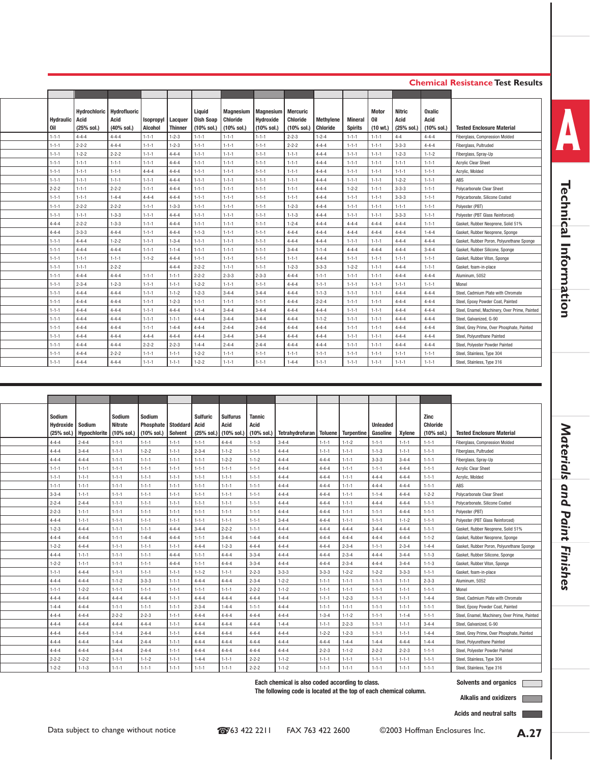## Chemical Resistance Test Results

| Hydraulic Oil | Hydrochloric Acid (25% sol.) | Hydrofluoric Acid (40% sol.) | Isopropyl Alcohol | Lacquer Thinner | Liquid Dish Soap (10% sol.) | Magnesium Chloride (10% sol.) | Magnesium Hydroxide (10% sol.) | Mercuric Chloride (10% sol.) | Methylene Chloride | Mineral Spirits | Motor Oil (10 wt.) | Nitric Acid (25% sol.) | Oxalic Acid (10% sol.) | Tested Enclosure Material |
|---|---|---|---|---|---|---|---|---|---|---|---|---|---|---|
| 1-1-1 | 4-4-4 | 4-4-4 | 1-1-1 | 1-2-3 | 1-1-1 | 1-1-1 | 1-1-1 | 2-2-3 | 1-2-4 | 1-1-1 | 1-1-1 | 4-4 | 4-4-4 | Fiberglass, Compression Molded |
| 1-1-1 | 2-2-2 | 4-4-4 | 1-1-1 | 1-2-3 | 1-1-1 | 1-1-1 | 1-1-1 | 2-2-2 | 4-4-4 | 1-1-1 | 1-1-1 | 3-3-3 | 4-4-4 | Fiberglass, Pultruded |
| 1-1-1 | 1-2-2 | 2-2-2 | 1-1-1 | 4-4-4 | 1-1-1 | 1-1-1 | 1-1-1 | 1-1-1 | 4-4-4 | 1-1-1 | 1-1-1 | 1-2-3 | 1-1-2 | Fiberglass, Spray-Up |
| 1-1-1 | 1-1-1 | 1-1-1 | 1-1-1 | 4-4-4 | 1-1-1 | 1-1-1 | 1-1-1 | 1-1-1 | 4-4-4 | 1-1-1 | 1-1-1 | 1-1-1 | 1-1-1 | Acrylic Clear Sheet |
| 1-1-1 | 1-1-1 | 1-1-1 | 4-4-4 | 4-4-4 | 1-1-1 | 1-1-1 | 1-1-1 | 1-1-1 | 4-4-4 | 1-1-1 | 1-1-1 | 1-1-1 | 1-1-1 | Acrylic, Molded |
| 1-1-1 | 1-1-1 | 1-1-1 | 1-1-1 | 4-4-4 | 1-1-1 | 1-1-1 | 1-1-1 | 1-1-1 | 4-4-4 | 1-1-1 | 1-1-1 | 1-2-2 | 1-1-1 | ABS |
| 2-2-2 | 1-1-1 | 2-2-2 | 1-1-1 | 4-4-4 | 1-1-1 | 1-1-1 | 1-1-1 | 1-1-1 | 4-4-4 | 1-2-2 | 1-1-1 | 3-3-3 | 1-1-1 | Polycarbonate Clear Sheet |
| 1-1-1 | 1-1-1 | 1-4-4 | 4-4-4 | 4-4-4 | 1-1-1 | 1-1-1 | 1-1-1 | 1-1-1 | 4-4-4 | 1-1-1 | 1-1-1 | 3-3-3 | 1-1-1 | Polycarbonate, Silicone Coated |
| 1-1-1 | 2-2-2 | 2-2-2 | 1-1-1 | 1-3-3 | 1-1-1 | 1-1-1 | 1-1-1 | 1-2-3 | 4-4-4 | 1-1-1 | 1-1-1 | 1-1-1 | 1-1-1 | Polyester (PBT) |
| 1-1-1 | 1-1-1 | 1-3-3 | 1-1-1 | 4-4-4 | 1-1-1 | 1-1-1 | 1-1-1 | 1-1-3 | 4-4-4 | 1-1-1 | 1-1-1 | 3-3-3 | 1-1-1 | Polyester (PBT Glass Reinforced) |
| 4-4-4 | 2-2-2 | 1-3-3 | 1-1-1 | 4-4-4 | 1-1-1 | 1-1-1 | 1-1-1 | 1-2-4 | 4-4-4 | 4-4-4 | 4-4-4 | 4-4-4 | 1-1-1 | Gasket, Rubber Neoprene, Solid 51% |
| 4-4-4 | 3-3-3 | 4-4-4 | 1-1-1 | 4-4-4 | 1-1-3 | 1-1-1 | 1-1-1 | 4-4-4 | 4-4-4 | 4-4-4 | 4-4-4 | 4-4-4 | 1-4-4 | Gasket, Rubber Neoprene, Sponge |
| 1-1-1 | 4-4-4 | 1-2-2 | 1-1-1 | 1-3-4 | 1-1-1 | 1-1-1 | 1-1-1 | 4-4-4 | 4-4-4 | 1-1-1 | 1-1-1 | 4-4-4 | 4-4-4 | Gasket, Rubber Poron, Polyurethane Sponge |
| 1-1-1 | 4-4-4 | 4-4-4 | 1-1-1 | 1-1-4 | 1-1-1 | 1-1-1 | 1-1-1 | 3-4-4 | 1-1-4 | 4-4-4 | 4-4-4 | 4-4-4 | 3-4-4 | Gasket, Rubber Silicone, Sponge |
| 1-1-1 | 1-1-1 | 1-1-1 | 1-1-2 | 4-4-4 | 1-1-1 | 1-1-1 | 1-1-1 | 1-1-1 | 4-4-4 | 1-1-1 | 1-1-1 | 1-1-1 | 1-1-1 | Gasket, Rubber Viton, Sponge |
| 1-1-1 | 1-1-1 | 2-2-2 | | 4-4-4 | 2-2-2 | 1-1-1 | 1-1-1 | 1-2-3 | 3-3-3 | 1-2-2 | 1-1-1 | 4-4-4 | 1-1-1 | Gasket, foam-in-place |
| 1-1-1 | 4-4-4 | 4-4-4 | 1-1-1 | 1-1-1 | 2-2-2 | 2-3-3 | 2-3-3 | 4-4-4 | 1-1-1 | 1-1-1 | 1-1-1 | 4-4-4 | 4-4-4 | Aluminum, 5052 |
| 1-1-1 | 2-3-4 | 1-2-3 | 1-1-1 | 1-1-1 | 1-2-2 | 1-1-1 | 1-1-1 | 4-4-4 | 1-1-1 | 1-1-1 | 1-1-1 | 1-1-1 | 1-1-1 | Monel |
| 1-1-1 | 4-4-4 | 4-4-4 | 1-1-1 | 1-1-2 | 1-2-3 | 3-4-4 | 3-4-4 | 4-4-4 | 1-1-3 | 1-1-1 | 1-1-1 | 4-4-4 | 4-4-4 | Steel, Cadmium Plate with Chromate |
| 1-1-1 | 4-4-4 | 4-4-4 | 1-1-1 | 1-2-3 | 1-1-1 | 1-1-1 | 1-1-1 | 4-4-4 | 2-2-4 | 1-1-1 | 1-1-1 | 4-4-4 | 4-4-4 | Steel, Epoxy Powder Coat, Painted |
| 1-1-1 | 4-4-4 | 4-4-4 | 1-1-1 | 4-4-4 | 1-1-4 | 3-4-4 | 3-4-4 | 4-4-4 | 4-4-4 | 1-1-1 | 1-1-1 | 4-4-4 | 4-4-4 | Steel, Enamel, Machinery, Over Prime, Painted |
| 1-1-1 | 4-4-4 | 4-4-4 | 1-1-1 | 1-1-1 | 4-4-4 | 3-4-4 | 3-4-4 | 4-4-4 | 1-1-2 | 1-1-1 | 1-1-1 | 4-4-4 | 4-4-4 | Steel, Galvanized, G-90 |
| 1-1-1 | 4-4-4 | 4-4-4 | 1-1-1 | 1-4-4 | 4-4-4 | 2-4-4 | 2-4-4 | 4-4-4 | 4-4-4 | 1-1-1 | 1-1-1 | 4-4-4 | 4-4-4 | Steel, Grey Prime, Over Phosphate, Painted |
| 1-1-1 | 4-4-4 | 4-4-4 | 4-4-4 | 4-4-4 | 4-4-4 | 3-4-4 | 3-4-4 | 4-4-4 | 4-4-4 | 1-1-1 | 1-1-1 | 4-4-4 | 4-4-4 | Steel, Polyurethane Painted |
| 1-1-1 | 4-4-4 | 4-4-4 | 2-2-2 | 2-2-3 | 1-4-4 | 2-4-4 | 2-4-4 | 4-4-4 | 4-4-4 | 1-1-1 | 1-1-1 | 4-4-4 | 4-4-4 | Steel, Polyester Powder Painted |
| 1-1-1 | 4-4-4 | 2-2-2 | 1-1-1 | 1-1-1 | 1-2-2 | 1-1-1 | 1-1-1 | 1-1-1 | 1-1-1 | 1-1-1 | 1-1-1 | 1-1-1 | 1-1-1 | Steel, Stainless, Type 304 |
| 1-1-1 | 4-4-4 | 4-4-4 | 1-1-1 | 1-1-1 | 1-2-2 | 1-1-1 | 1-1-1 | 1-4-4 | 1-1-1 | 1-1-1 | 1-1-1 | 1-1-1 | 1-1-1 | Steel, Stainless, Type 316 |

| Sodium Hydroxide (25% sol.) | Sodium Hypochlorite | Sodium Nitrate (10% sol.) | Sodium Phosphate (10% sol.) | Stoddard Solvent | Sulfuric Acid (25% sol.) | Sulfurus Acid (10% sol.) | Tannic Acid (10% sol.) | Tetrahydrofuran | Toluene | Turpentine | Unleaded Gasoline | Xylene | Zinc Chloride (10% sol.) | Tested Enclosure Material |
|---|---|---|---|---|---|---|---|---|---|---|---|---|---|---|
| 4-4-4 | 2-4-4 | 1-1-1 | 1-1-1 | 1-1-1 | 1-1-1 | 4-4-4 | 1-1-3 | 3-4-4 | 1-1-1 | 1-1-2 | 1-1-1 | 1-1-1 | 1-1-1 | Fiberglass, Compression Molded |
| 4-4-4 | 3-4-4 | 1-1-1 | 1-2-2 | 1-1-1 | 2-3-4 | 1-1-2 | 1-1-1 | 4-4-4 | 1-1-1 | 1-1-1 | 1-1-3 | 1-1-1 | 1-1-1 | Fiberglass, Pultruded |
| 4-4-4 | 4-4-4 | 1-1-1 | 1-1-1 | 1-1-1 | 1-1-1 | 1-2-2 | 1-1-2 | 4-4-4 | 4-4-4 | 1-1-1 | 3-3-3 | 3-4-4 | 1-1-1 | Fiberglass, Spray-Up |
| 1-1-1 | 1-1-1 | 1-1-1 | 1-1-1 | 1-1-1 | 1-1-1 | 1-1-1 | 1-1-1 | 4-4-4 | 4-4-4 | 1-1-1 | 1-1-1 | 4-4-4 | 1-1-1 | Acrylic Clear Sheet |
| 1-1-1 | 1-1-1 | 1-1-1 | 1-1-1 | 1-1-1 | 1-1-1 | 1-1-1 | 1-1-1 | 4-4-4 | 4-4-4 | 1-1-1 | 4-4-4 | 4-4-4 | 1-1-1 | Acrylic, Molded |
| 1-1-1 | 1-1-1 | 1-1-1 | 1-1-1 | 1-1-1 | 1-1-1 | 1-1-1 | 1-1-1 | 4-4-4 | 4-4-4 | 1-1-1 | 4-4-4 | 4-4-4 | 1-1-1 | ABS |
| 3-3-4 | 1-1-1 | 1-1-1 | 1-1-1 | 1-1-1 | 1-1-1 | 1-1-1 | 1-1-1 | 4-4-4 | 4-4-4 | 1-1-1 | 1-1-4 | 4-4-4 | 1-2-2 | Polycarbonate Clear Sheet |
| 2-2-4 | 2-4-4 | 1-1-1 | 1-1-1 | 1-1-1 | 1-1-1 | 1-1-1 | 1-1-1 | 4-4-4 | 4-4-4 | 1-1-1 | 4-4-4 | 4-4-4 | 1-1-1 | Polycarbonate, Silicone Coated |
| 2-2-3 | 1-1-1 | 1-1-1 | 1-1-1 | 1-1-1 | 1-1-1 | 1-1-1 | 1-1-1 | 4-4-4 | 4-4-4 | 1-1-1 | 1-1-1 | 4-4-4 | 1-1-1 | Polyester (PBT) |
| 4-4-4 | 1-1-1 | 1-1-1 | 1-1-1 | 1-1-1 | 1-1-1 | 1-1-1 | 1-1-1 | 3-4-4 | 4-4-4 | 1-1-1 | 1-1-1 | 1-1-2 | 1-1-1 | Polyester (PBT Glass Reinforced) |
| 1-2-3 | 4-4-4 | 1-1-1 | 1-1-1 | 4-4-4 | 3-4-4 | 2-2-2 | 1-1-1 | 4-4-4 | 4-4-4 | 4-4-4 | 3-4-4 | 4-4-4 | 1-1-1 | Gasket, Rubber Neoprene, Solid 51% |
| 4-4-4 | 4-4-4 | 1-1-1 | 1-4-4 | 4-4-4 | 1-1-1 | 3-4-4 | 1-4-4 | 4-4-4 | 4-4-4 | 4-4-4 | 4-4-4 | 4-4-4 | 1-1-2 | Gasket, Rubber Neoprene, Sponge |
| 1-2-2 | 4-4-4 | 1-1-1 | 1-1-1 | 1-1-1 | 4-4-4 | 1-2-3 | 4-4-4 | 4-4-4 | 4-4-4 | 2-3-4 | 1-1-1 | 2-3-4 | 1-4-4 | Gasket, Rubber Poron, Polyurethane Sponge |
| 4-4-4 | 1-1-1 | 1-1-1 | 1-1-1 | 4-4-4 | 1-1-1 | 4-4-4 | 3-3-4 | 4-4-4 | 4-4-4 | 2-3-4 | 4-4-4 | 3-4-4 | 1-1-3 | Gasket, Rubber Silicone, Sponge |
| 1-2-2 | 1-1-1 | 1-1-1 | 1-1-1 | 4-4-4 | 1-1-1 | 4-4-4 | 3-3-4 | 4-4-4 | 4-4-4 | 2-3-4 | 4-4-4 | 3-4-4 | 1-1-3 | Gasket, Rubber Viton, Sponge |
| 1-1-1 | 4-4-4 | 1-1-1 | 1-1-1 | 1-1-1 | 1-1-2 | 1-1-1 | 2-2-3 | 3-3-3 | 3-3-3 | 1-2-2 | 1-2-2 | 3-3-3 | 1-1-1 | Gasket, foam-in-place |
| 4-4-4 | 4-4-4 | 1-1-2 | 3-3-3 | 1-1-1 | 4-4-4 | 4-4-4 | 2-3-4 | 1-2-2 | 1-1-1 | 1-1-1 | 1-1-1 | 1-1-1 | 2-3-3 | Aluminum, 5052 |
| 1-1-1 | 1-2-2 | 1-1-1 | 1-1-1 | 1-1-1 | 1-1-1 | 1-1-1 | 2-2-2 | 1-1-2 | 1-1-1 | 1-1-1 | 1-1-1 | 1-1-1 | 1-1-1 | Monel |
| 4-4-4 | 4-4-4 | 4-4-4 | 4-4-4 | 1-1-1 | 4-4-4 | 4-4-4 | 4-4-4 | 1-4-4 | 1-1-1 | 1-2-3 | 1-1-1 | 1-1-1 | 1-4-4 | Steel, Cadmium Plate with Chromate |
| 1-4-4 | 4-4-4 | 1-1-1 | 1-1-1 | 1-1-1 | 2-3-4 | 1-4-4 | 1-1-1 | 4-4-4 | 1-1-1 | 1-1-1 | 1-1-1 | 1-1-1 | 1-1-1 | Steel, Epoxy Powder Coat, Painted |
| 4-4-4 | 4-4-4 | 2-2-2 | 2-2-3 | 1-1-1 | 4-4-4 | 4-4-4 | 4-4-4 | 4-4-4 | 1-3-4 | 1-1-2 | 1-1-1 | 1-1-4 | 1-1-1 | Steel, Enamel, Machinery, Over Prime, Painted |
| 4-4-4 | 4-4-4 | 4-4-4 | 4-4-4 | 1-1-1 | 4-4-4 | 4-4-4 | 4-4-4 | 1-4-4 | 1-1-1 | 2-2-3 | 1-1-1 | 1-1-1 | 3-4-4 | Steel, Galvanized, G-90 |
| 4-4-4 | 4-4-4 | 1-1-4 | 2-4-4 | 1-1-1 | 4-4-4 | 4-4-4 | 4-4-4 | 4-4-4 | 1-2-2 | 1-2-3 | 1-1-1 | 1-1-1 | 1-4-4 | Steel, Grey Prime, Over Phosphate, Painted |
| 4-4-4 | 4-4-4 | 1-4-4 | 2-4-4 | 1-1-1 | 4-4-4 | 4-4-4 | 4-4-4 | 4-4-4 | 4-4-4 | 1-4-4 | 1-4-4 | 4-4-4 | 1-4-4 | Steel, Polyurethane Painted |
| 4-4-4 | 4-4-4 | 3-4-4 | 2-4-4 | 1-1-1 | 4-4-4 | 4-4-4 | 4-4-4 | 4-4-4 | 2-2-3 | 1-1-2 | 2-2-2 | 2-2-3 | 1-1-1 | Steel, Polyester Powder Painted |
| 2-2-2 | 1-2-2 | 1-1-1 | 1-1-2 | 1-1-1 | 1-4-4 | 1-1-1 | 2-2-2 | 1-1-2 | 1-1-1 | 1-1-1 | 1-1-1 | 1-1-1 | 1-1-1 | Steel, Stainless, Type 304 |
| 1-2-2 | 1-1-3 | 1-1-1 | 1-1-1 | 1-1-1 | 1-1-1 | 1-1-1 | 2-2-2 | 1-1-2 | 1-1-1 | 1-1-1 | 1-1-1 | 1-1-1 | 1-1-1 | Steel, Stainless, Type 316 |

**Each chemical is also coded according to class.**
**The following code is located at the top of each chemical column.**

- **Solvents and organics** (light gray)
- **Alkalis and oxidizers** (medium gray)
- **Acids and neutral salts** (dark gray)

Data subject to change without notice ☎763 422 2211 FAX 763 422 2600 ©2003 Hoffman Enclosures Inc.